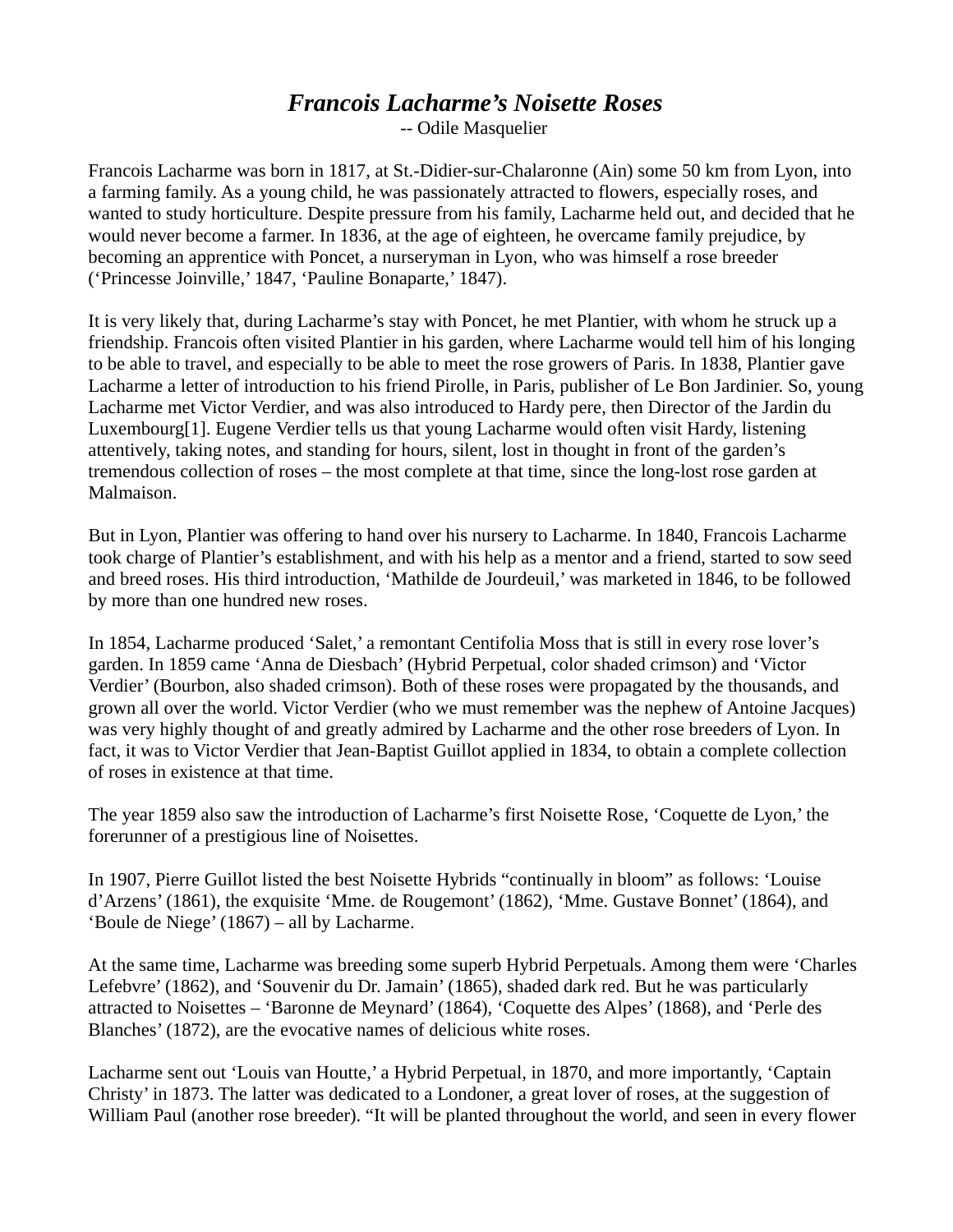# *Francois Lacharme's Noisette Roses*

-- Odile Masquelier

Francois Lacharme was born in 1817, at St.-Didier-sur-Chalaronne (Ain) some 50 km from Lyon, into a farming family. As a young child, he was passionately attracted to flowers, especially roses, and wanted to study horticulture. Despite pressure from his family, Lacharme held out, and decided that he would never become a farmer. In 1836, at the age of eighteen, he overcame family prejudice, by becoming an apprentice with Poncet, a nurseryman in Lyon, who was himself a rose breeder ('Princesse Joinville,' 1847, 'Pauline Bonaparte,' 1847).

It is very likely that, during Lacharme's stay with Poncet, he met Plantier, with whom he struck up a friendship. Francois often visited Plantier in his garden, where Lacharme would tell him of his longing to be able to travel, and especially to be able to meet the rose growers of Paris. In 1838, Plantier gave Lacharme a letter of introduction to his friend Pirolle, in Paris, publisher of Le Bon Jardinier. So, young Lacharme met Victor Verdier, and was also introduced to Hardy pere, then Director of the Jardin du Luxembourg[1]. Eugene Verdier tells us that young Lacharme would often visit Hardy, listening attentively, taking notes, and standing for hours, silent, lost in thought in front of the garden's tremendous collection of roses – the most complete at that time, since the long-lost rose garden at Malmaison.

But in Lyon, Plantier was offering to hand over his nursery to Lacharme. In 1840, Francois Lacharme took charge of Plantier's establishment, and with his help as a mentor and a friend, started to sow seed and breed roses. His third introduction, 'Mathilde de Jourdeuil,' was marketed in 1846, to be followed by more than one hundred new roses.

In 1854, Lacharme produced 'Salet,' a remontant Centifolia Moss that is still in every rose lover's garden. In 1859 came 'Anna de Diesbach' (Hybrid Perpetual, color shaded crimson) and 'Victor Verdier' (Bourbon, also shaded crimson). Both of these roses were propagated by the thousands, and grown all over the world. Victor Verdier (who we must remember was the nephew of Antoine Jacques) was very highly thought of and greatly admired by Lacharme and the other rose breeders of Lyon. In fact, it was to Victor Verdier that Jean-Baptist Guillot applied in 1834, to obtain a complete collection of roses in existence at that time.

The year 1859 also saw the introduction of Lacharme's first Noisette Rose, 'Coquette de Lyon,' the forerunner of a prestigious line of Noisettes.

In 1907, Pierre Guillot listed the best Noisette Hybrids "continually in bloom" as follows: 'Louise d'Arzens' (1861), the exquisite 'Mme. de Rougemont' (1862), 'Mme. Gustave Bonnet' (1864), and 'Boule de Niege' (1867) – all by Lacharme.

At the same time, Lacharme was breeding some superb Hybrid Perpetuals. Among them were 'Charles Lefebvre' (1862), and 'Souvenir du Dr. Jamain' (1865), shaded dark red. But he was particularly attracted to Noisettes – 'Baronne de Meynard' (1864), 'Coquette des Alpes' (1868), and 'Perle des Blanches' (1872), are the evocative names of delicious white roses.

Lacharme sent out 'Louis van Houtte,' a Hybrid Perpetual, in 1870, and more importantly, 'Captain Christy' in 1873. The latter was dedicated to a Londoner, a great lover of roses, at the suggestion of William Paul (another rose breeder). "It will be planted throughout the world, and seen in every flower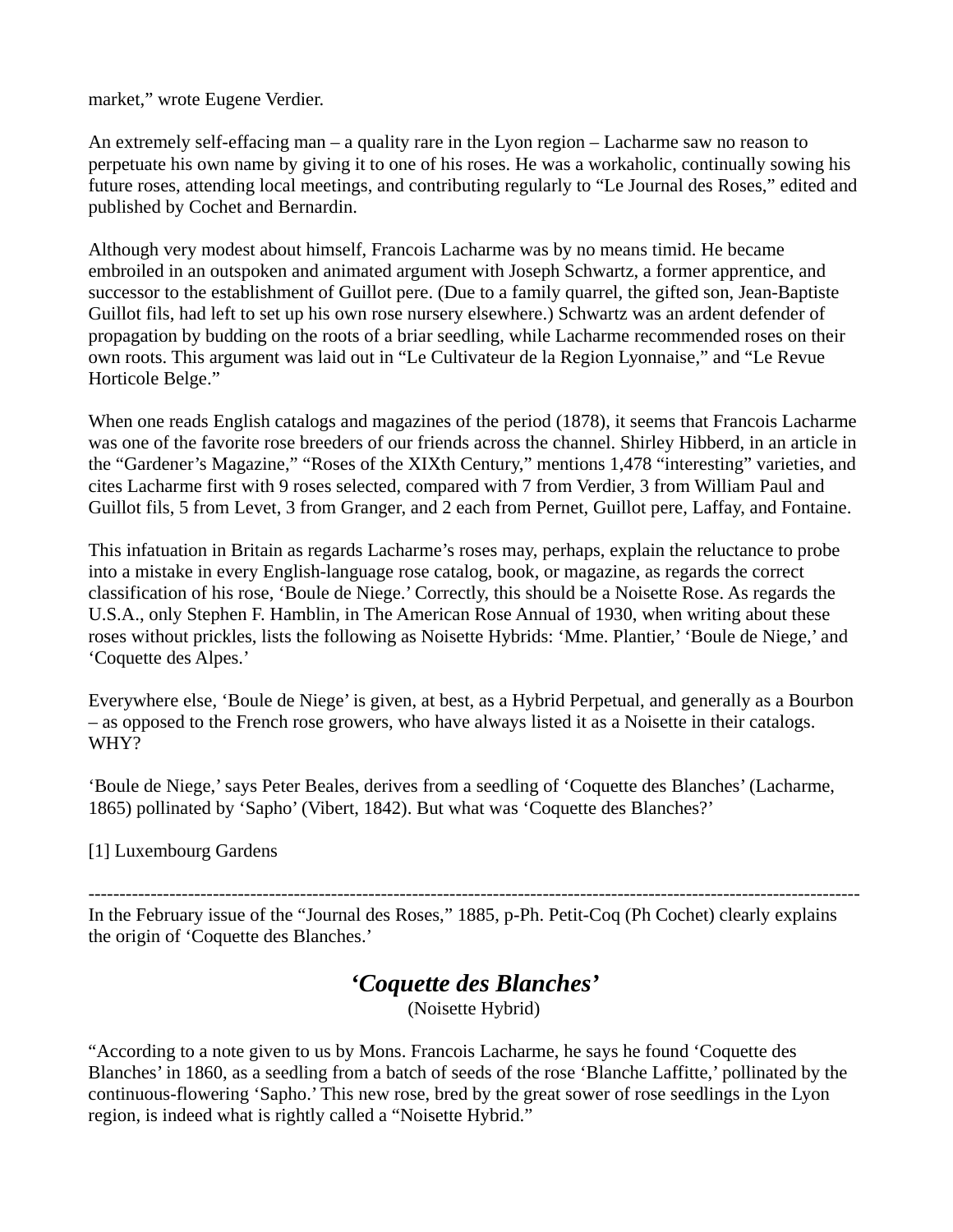market," wrote Eugene Verdier.

An extremely self-effacing man – a quality rare in the Lyon region – Lacharme saw no reason to perpetuate his own name by giving it to one of his roses. He was a workaholic, continually sowing his future roses, attending local meetings, and contributing regularly to "Le Journal des Roses," edited and published by Cochet and Bernardin.

Although very modest about himself, Francois Lacharme was by no means timid. He became embroiled in an outspoken and animated argument with Joseph Schwartz, a former apprentice, and successor to the establishment of Guillot pere. (Due to a family quarrel, the gifted son, Jean-Baptiste Guillot fils, had left to set up his own rose nursery elsewhere.) Schwartz was an ardent defender of propagation by budding on the roots of a briar seedling, while Lacharme recommended roses on their own roots. This argument was laid out in "Le Cultivateur de la Region Lyonnaise," and "Le Revue Horticole Belge."

When one reads English catalogs and magazines of the period (1878), it seems that Francois Lacharme was one of the favorite rose breeders of our friends across the channel. Shirley Hibberd, in an article in the "Gardener's Magazine," "Roses of the XIXth Century," mentions 1,478 "interesting" varieties, and cites Lacharme first with 9 roses selected, compared with 7 from Verdier, 3 from William Paul and Guillot fils, 5 from Levet, 3 from Granger, and 2 each from Pernet, Guillot pere, Laffay, and Fontaine.

This infatuation in Britain as regards Lacharme's roses may, perhaps, explain the reluctance to probe into a mistake in every English-language rose catalog, book, or magazine, as regards the correct classification of his rose, 'Boule de Niege.' Correctly, this should be a Noisette Rose. As regards the U.S.A., only Stephen F. Hamblin, in The American Rose Annual of 1930, when writing about these roses without prickles, lists the following as Noisette Hybrids: 'Mme. Plantier,' 'Boule de Niege,' and 'Coquette des Alpes.'

Everywhere else, 'Boule de Niege' is given, at best, as a Hybrid Perpetual, and generally as a Bourbon – as opposed to the French rose growers, who have always listed it as a Noisette in their catalogs. WHY?

'Boule de Niege,' says Peter Beales, derives from a seedling of 'Coquette des Blanches' (Lacharme, 1865) pollinated by 'Sapho' (Vibert, 1842). But what was 'Coquette des Blanches?'

[1] Luxembourg Gardens

---

In the February issue of the "Journal des Roses," 1885, p-Ph. Petit-Coq (Ph Cochet) clearly explains the origin of 'Coquette des Blanches.'

## *'Coquette des Blanches'*

(Noisette Hybrid)

"According to a note given to us by Mons. Francois Lacharme, he says he found 'Coquette des Blanches' in 1860, as a seedling from a batch of seeds of the rose 'Blanche Laffitte,' pollinated by the continuous-flowering 'Sapho.' This new rose, bred by the great sower of rose seedlings in the Lyon region, is indeed what is rightly called a "Noisette Hybrid."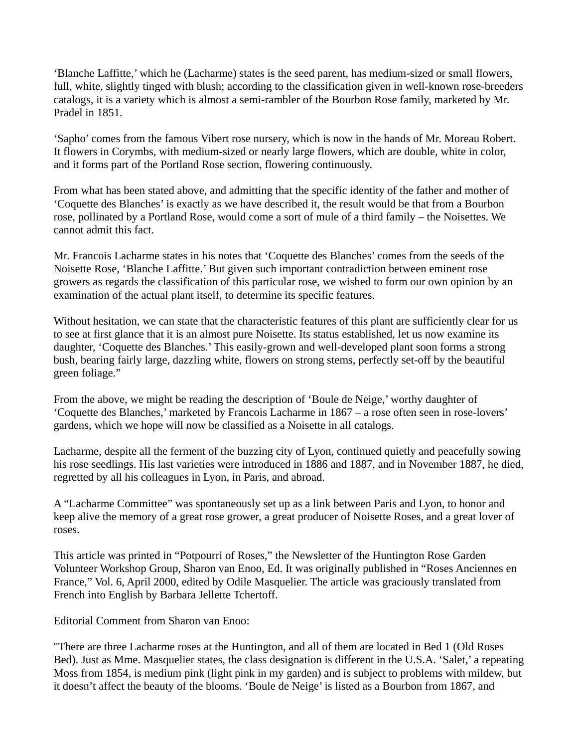‘Blanche Laffitte,’ which he (Lacharme) states is the seed parent, has medium-sized or small flowers, full, white, slightly tinged with blush; according to the classification given in well-known rose-breeders catalogs, it is a variety which is almost a semi-rambler of the Bourbon Rose family, marketed by Mr. Pradel in 1851.

‘Sapho’ comes from the famous Vibert rose nursery, which is now in the hands of Mr. Moreau Robert. It flowers in Corymbs, with medium-sized or nearly large flowers, which are double, white in color, and it forms part of the Portland Rose section, flowering continuously.

From what has been stated above, and admitting that the specific identity of the father and mother of ‘Coquette des Blanches’ is exactly as we have described it, the result would be that from a Bourbon rose, pollinated by a Portland Rose, would come a sort of mule of a third family – the Noisettes. We cannot admit this fact.

Mr. Francois Lacharme states in his notes that ‘Coquette des Blanches’ comes from the seeds of the Noisette Rose, ‘Blanche Laffitte.’ But given such important contradiction between eminent rose growers as regards the classification of this particular rose, we wished to form our own opinion by an examination of the actual plant itself, to determine its specific features.

Without hesitation, we can state that the characteristic features of this plant are sufficiently clear for us to see at first glance that it is an almost pure Noisette. Its status established, let us now examine its daughter, ‘Coquette des Blanches.’ This easily-grown and well-developed plant soon forms a strong bush, bearing fairly large, dazzling white, flowers on strong stems, perfectly set-off by the beautiful green foliage.”

From the above, we might be reading the description of ‘Boule de Neige,’ worthy daughter of ‘Coquette des Blanches,’ marketed by Francois Lacharme in 1867 – a rose often seen in rose-lovers’ gardens, which we hope will now be classified as a Noisette in all catalogs.

Lacharme, despite all the ferment of the buzzing city of Lyon, continued quietly and peacefully sowing his rose seedlings. His last varieties were introduced in 1886 and 1887, and in November 1887, he died, regretted by all his colleagues in Lyon, in Paris, and abroad.

A “Lacharme Committee” was spontaneously set up as a link between Paris and Lyon, to honor and keep alive the memory of a great rose grower, a great producer of Noisette Roses, and a great lover of roses.

This article was printed in “Potpourri of Roses,” the Newsletter of the Huntington Rose Garden Volunteer Workshop Group, Sharon van Enoo, Ed. It was originally published in “Roses Anciennes en France,” Vol. 6, April 2000, edited by Odile Masquelier. The article was graciously translated from French into English by Barbara Jellette Tchertoff.

Editorial Comment from Sharon van Enoo:

"There are three Lacharme roses at the Huntington, and all of them are located in Bed 1 (Old Roses Bed). Just as Mme. Masquelier states, the class designation is different in the U.S.A. ‘Salet,’ a repeating Moss from 1854, is medium pink (light pink in my garden) and is subject to problems with mildew, but it doesn’t affect the beauty of the blooms. ‘Boule de Neige’ is listed as a Bourbon from 1867, and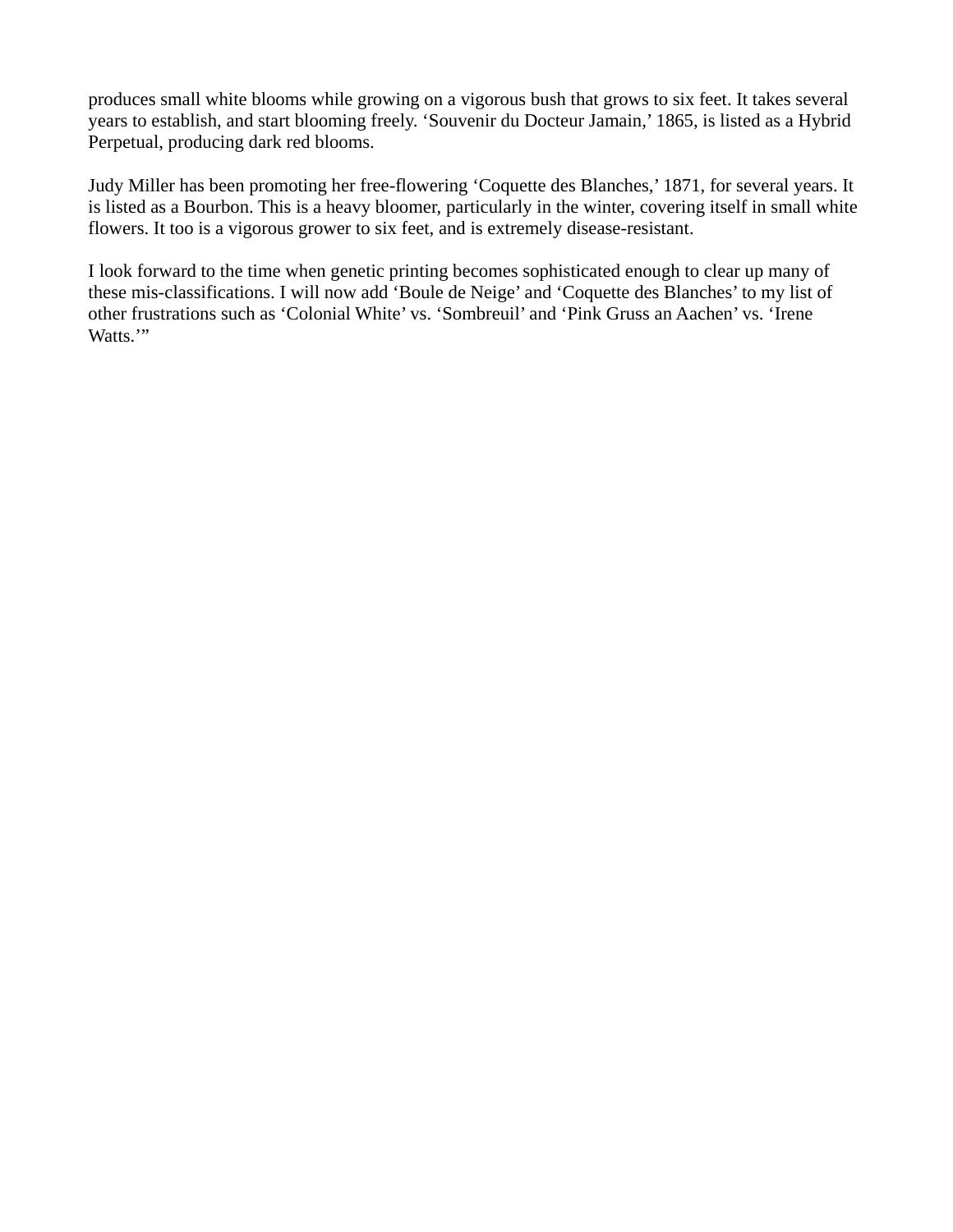produces small white blooms while growing on a vigorous bush that grows to six feet. It takes several years to establish, and start blooming freely. ‘Souvenir du Docteur Jamain,’ 1865, is listed as a Hybrid Perpetual, producing dark red blooms.

Judy Miller has been promoting her free-flowering ‘Coquette des Blanches,’ 1871, for several years. It is listed as a Bourbon. This is a heavy bloomer, particularly in the winter, covering itself in small white flowers. It too is a vigorous grower to six feet, and is extremely disease-resistant.

I look forward to the time when genetic printing becomes sophisticated enough to clear up many of these mis-classifications. I will now add ‘Boule de Neige’ and ‘Coquette des Blanches’ to my list of other frustrations such as ‘Colonial White’ vs. ‘Sombreuil’ and ‘Pink Gruss an Aachen’ vs. ‘Irene Watts.’”